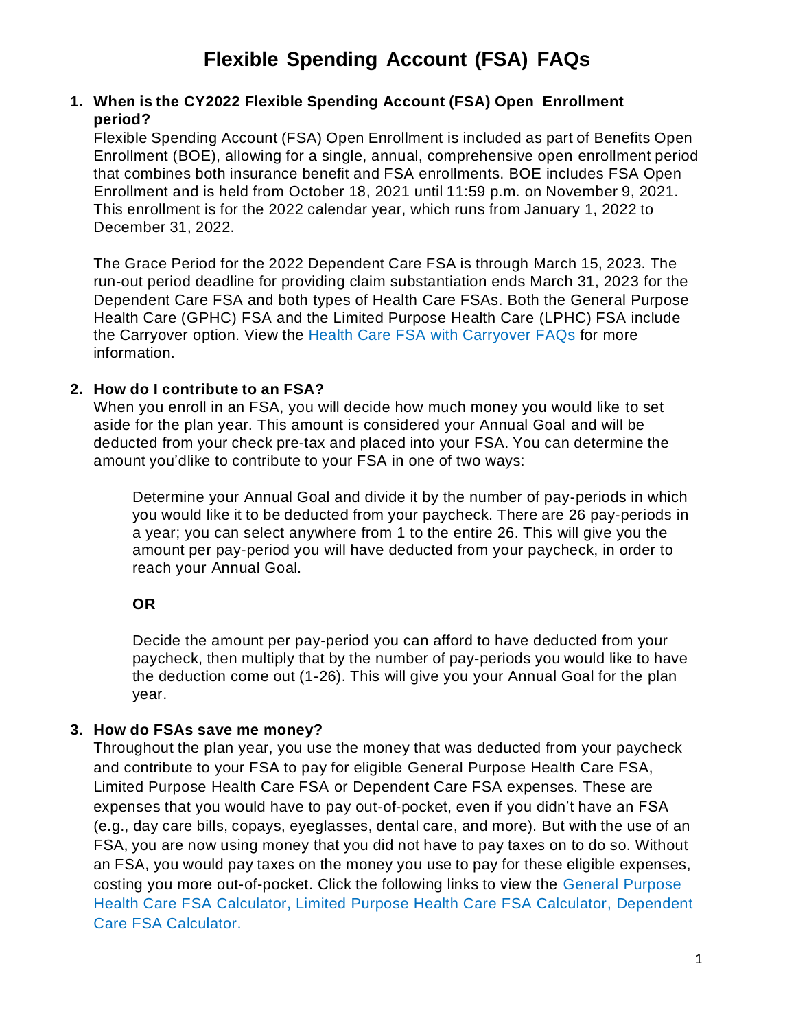# Flexible Spending Account (FSA) FAQs

1. **When is the CY2022 Flexible Spending Account (FSA) Open Enrollment period?**

   Flexible Spending Account (FSA) Open Enrollment is included as part of Benefits Open Enrollment (BOE), allowing for a single, annual, comprehensive open enrollment period that combines both insurance benefit and FSA enrollments. BOE includes FSA Open Enrollment and is held from October 18, 2021 until 11:59 p.m. on November 9, 2021. This enrollment is for the 2022 calendar year, which runs from January 1, 2022 to December 31, 2022.

   The Grace Period for the 2022 Dependent Care FSA is through March 15, 2023. The run-out period deadline for providing claim substantiation ends March 31, 2023 for the Dependent Care FSA and both types of Health Care FSAs. Both the General Purpose Health Care (GPHC) FSA and the Limited Purpose Health Care (LPHC) FSA include the Carryover option. View the Health Care FSA with Carryover FAQs for more information.

2. **How do I contribute to an FSA?**

   When you enroll in an FSA, you will decide how much money you would like to set aside for the plan year. This amount is considered your Annual Goal and will be deducted from your check pre-tax and placed into your FSA. You can determine the amount you'dlike to contribute to your FSA in one of two ways:

   > Determine your Annual Goal and divide it by the number of pay-periods in which you would like it to be deducted from your paycheck. There are 26 pay-periods in a year; you can select anywhere from 1 to the entire 26. This will give you the amount per pay-period you will have deducted from your paycheck, in order to reach your Annual Goal.
   >
   > **OR**
   >
   > Decide the amount per pay-period you can afford to have deducted from your paycheck, then multiply that by the number of pay-periods you would like to have the deduction come out (1-26). This will give you your Annual Goal for the plan year.

3. **How do FSAs save me money?**

   Throughout the plan year, you use the money that was deducted from your paycheck and contribute to your FSA to pay for eligible General Purpose Health Care FSA, Limited Purpose Health Care FSA or Dependent Care FSA expenses. These are expenses that you would have to pay out-of-pocket, even if you didn't have an FSA (e.g., day care bills, copays, eyeglasses, dental care, and more). But with the use of an FSA, you are now using money that you did not have to pay taxes on to do so. Without an FSA, you would pay taxes on the money you use to pay for these eligible expenses, costing you more out-of-pocket. Click the following links to view the General Purpose Health Care FSA Calculator, Limited Purpose Health Care FSA Calculator, Dependent Care FSA Calculator.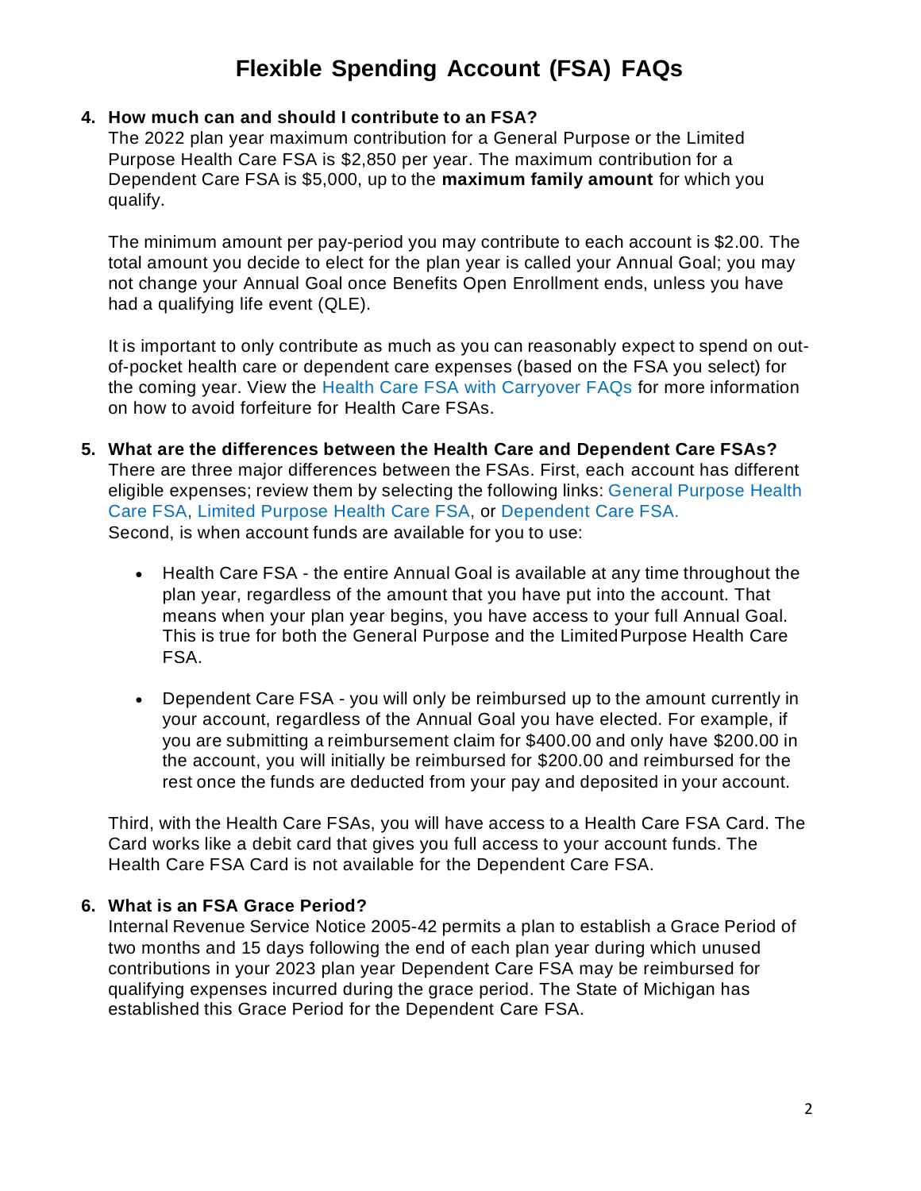# Flexible Spending Account (FSA) FAQs

4. **How much can and should I contribute to an FSA?**
   The 2022 plan year maximum contribution for a General Purpose or the Limited Purpose Health Care FSA is $2,850 per year. The maximum contribution for a Dependent Care FSA is $5,000, up to the **maximum family amount** for which you qualify.

   The minimum amount per pay-period you may contribute to each account is $2.00. The total amount you decide to elect for the plan year is called your Annual Goal; you may not change your Annual Goal once Benefits Open Enrollment ends, unless you have had a qualifying life event (QLE).

   It is important to only contribute as much as you can reasonably expect to spend on out-of-pocket health care or dependent care expenses (based on the FSA you select) for the coming year. View the Health Care FSA with Carryover FAQs for more information on how to avoid forfeiture for Health Care FSAs.

5. **What are the differences between the Health Care and Dependent Care FSAs?**
   There are three major differences between the FSAs. First, each account has different eligible expenses; review them by selecting the following links: General Purpose Health Care FSA, Limited Purpose Health Care FSA, or Dependent Care FSA.
   Second, is when account funds are available for you to use:

   - Health Care FSA - the entire Annual Goal is available at any time throughout the plan year, regardless of the amount that you have put into the account. That means when your plan year begins, you have access to your full Annual Goal. This is true for both the General Purpose and the Limited Purpose Health Care FSA.

   - Dependent Care FSA - you will only be reimbursed up to the amount currently in your account, regardless of the Annual Goal you have elected. For example, if you are submitting a reimbursement claim for $400.00 and only have $200.00 in the account, you will initially be reimbursed for $200.00 and reimbursed for the rest once the funds are deducted from your pay and deposited in your account.

   Third, with the Health Care FSAs, you will have access to a Health Care FSA Card. The Card works like a debit card that gives you full access to your account funds. The Health Care FSA Card is not available for the Dependent Care FSA.

6. **What is an FSA Grace Period?**
   Internal Revenue Service Notice 2005-42 permits a plan to establish a Grace Period of two months and 15 days following the end of each plan year during which unused contributions in your 2023 plan year Dependent Care FSA may be reimbursed for qualifying expenses incurred during the grace period. The State of Michigan has established this Grace Period for the Dependent Care FSA.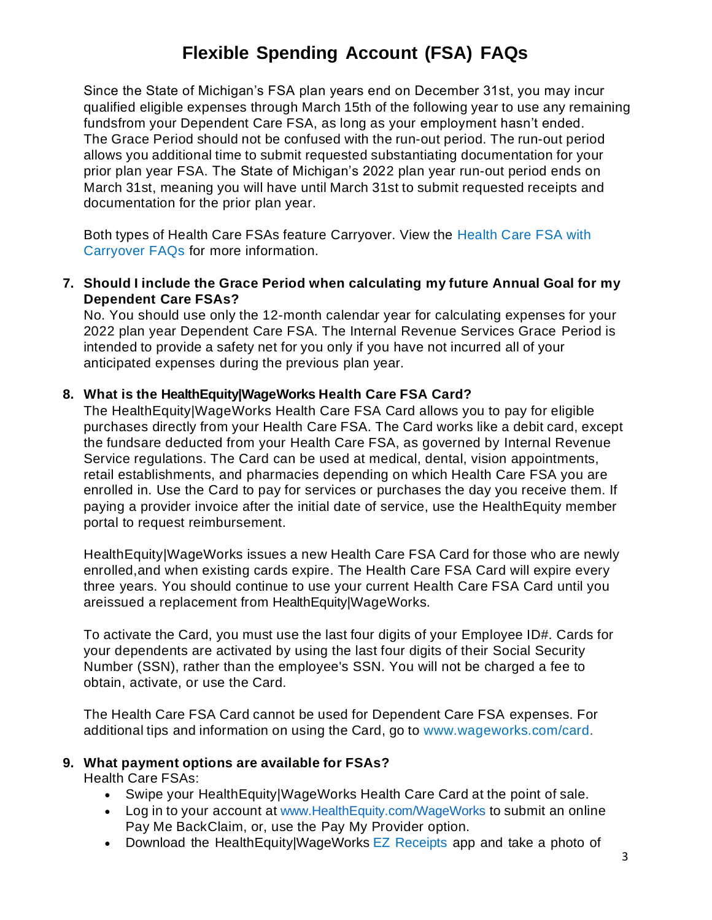# Flexible Spending Account (FSA) FAQs

Since the State of Michigan's FSA plan years end on December 31st, you may incur qualified eligible expenses through March 15th of the following year to use any remaining fundsfrom your Dependent Care FSA, as long as your employment hasn't ended. The Grace Period should not be confused with the run-out period. The run-out period allows you additional time to submit requested substantiating documentation for your prior plan year FSA. The State of Michigan's 2022 plan year run-out period ends on March 31st, meaning you will have until March 31st to submit requested receipts and documentation for the prior plan year.

Both types of Health Care FSAs feature Carryover. View the Health Care FSA with Carryover FAQs for more information.

7. **Should I include the Grace Period when calculating my future Annual Goal for my Dependent Care FSAs?**
   No. You should use only the 12-month calendar year for calculating expenses for your 2022 plan year Dependent Care FSA. The Internal Revenue Services Grace Period is intended to provide a safety net for you only if you have not incurred all of your anticipated expenses during the previous plan year.

8. **What is the HealthEquity|WageWorks Health Care FSA Card?**
   The HealthEquity|WageWorks Health Care FSA Card allows you to pay for eligible purchases directly from your Health Care FSA. The Card works like a debit card, except the fundsare deducted from your Health Care FSA, as governed by Internal Revenue Service regulations. The Card can be used at medical, dental, vision appointments, retail establishments, and pharmacies depending on which Health Care FSA you are enrolled in. Use the Card to pay for services or purchases the day you receive them. If paying a provider invoice after the initial date of service, use the HealthEquity member portal to request reimbursement.

   HealthEquity|WageWorks issues a new Health Care FSA Card for those who are newly enrolled,and when existing cards expire. The Health Care FSA Card will expire every three years. You should continue to use your current Health Care FSA Card until you areissued a replacement from HealthEquity|WageWorks.

   To activate the Card, you must use the last four digits of your Employee ID#. Cards for your dependents are activated by using the last four digits of their Social Security Number (SSN), rather than the employee's SSN. You will not be charged a fee to obtain, activate, or use the Card.

   The Health Care FSA Card cannot be used for Dependent Care FSA expenses. For additional tips and information on using the Card, go to www.wageworks.com/card.

9. **What payment options are available for FSAs?**
   Health Care FSAs:
   - Swipe your HealthEquity|WageWorks Health Care Card at the point of sale.
   - Log in to your account at www.HealthEquity.com/WageWorks to submit an online Pay Me BackClaim, or, use the Pay My Provider option.
   - Download the HealthEquity|WageWorks EZ Receipts app and take a photo of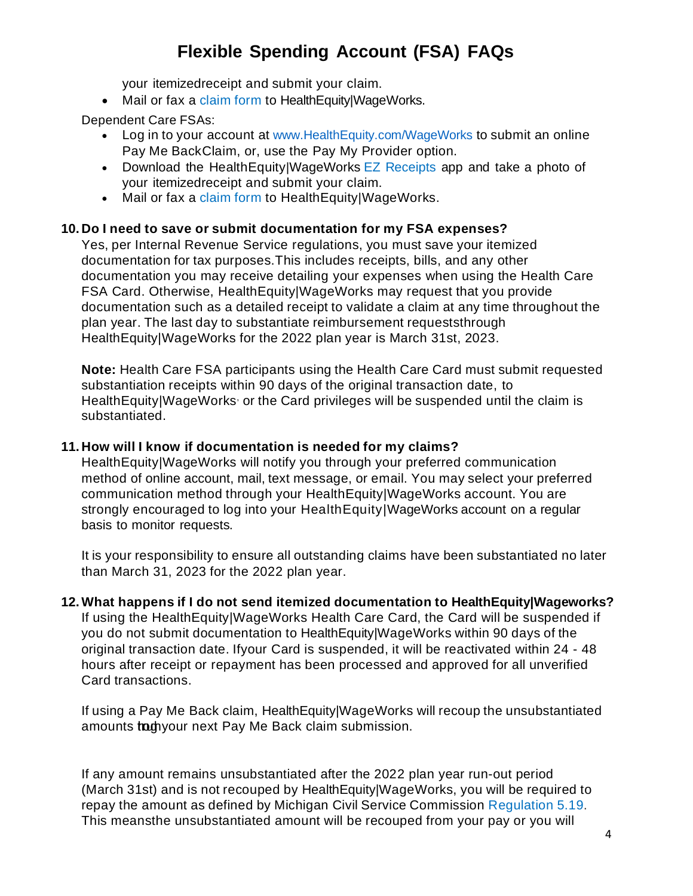your itemizedreceipt and submit your claim.

- Mail or fax a claim form to HealthEquity|WageWorks.

Dependent Care FSAs:

- Log in to your account at www.HealthEquity.com/WageWorks to submit an online Pay Me BackClaim, or, use the Pay My Provider option.
- Download the HealthEquity|WageWorks EZ Receipts app and take a photo of your itemizedreceipt and submit your claim.
- Mail or fax a claim form to HealthEquity|WageWorks.

**10. Do I need to save or submit documentation for my FSA expenses?**

Yes, per Internal Revenue Service regulations, you must save your itemized documentation for tax purposes.This includes receipts, bills, and any other documentation you may receive detailing your expenses when using the Health Care FSA Card. Otherwise, HealthEquity|WageWorks may request that you provide documentation such as a detailed receipt to validate a claim at any time throughout the plan year. The last day to substantiate reimbursement requeststhrough HealthEquity|WageWorks for the 2022 plan year is March 31st, 2023.

**Note:** Health Care FSA participants using the Health Care Card must submit requested substantiation receipts within 90 days of the original transaction date, to HealthEquity|WageWorks, or the Card privileges will be suspended until the claim is substantiated.

**11. How will I know if documentation is needed for my claims?**

HealthEquity|WageWorks will notify you through your preferred communication method of online account, mail, text message, or email. You may select your preferred communication method through your HealthEquity|WageWorks account. You are strongly encouraged to log into your HealthEquity|WageWorks account on a regular basis to monitor requests.

It is your responsibility to ensure all outstanding claims have been substantiated no later than March 31, 2023 for the 2022 plan year.

**12. What happens if I do not send itemized documentation to HealthEquity|Wageworks?**

If using the HealthEquity|WageWorks Health Care Card, the Card will be suspended if you do not submit documentation to HealthEquity|WageWorks within 90 days of the original transaction date. Ifyour Card is suspended, it will be reactivated within 24 - 48 hours after receipt or repayment has been processed and approved for all unverified Card transactions.

If using a Pay Me Back claim, HealthEquity|WageWorks will recoup the unsubstantiated amounts throughyour next Pay Me Back claim submission.

If any amount remains unsubstantiated after the 2022 plan year run-out period (March 31st) and is not recouped by HealthEquity|WageWorks, you will be required to repay the amount as defined by Michigan Civil Service Commission Regulation 5.19. This meansthe unsubstantiated amount will be recouped from your pay or you will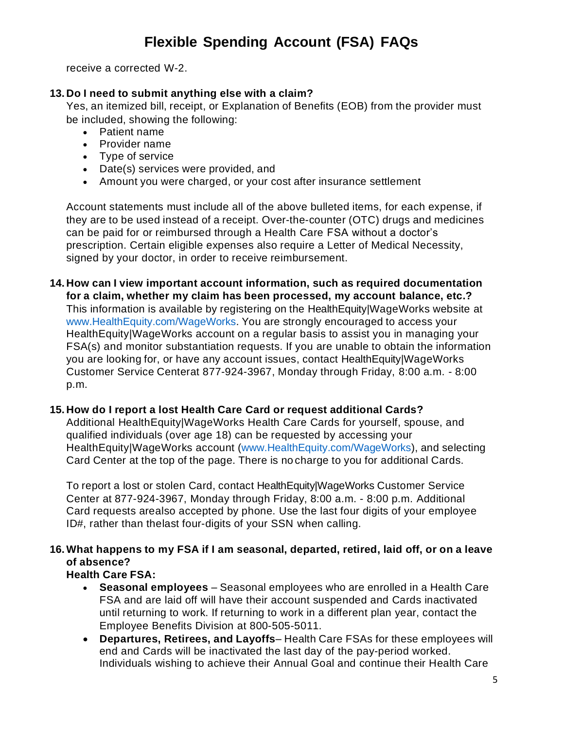receive a corrected W-2.

13. **Do I need to submit anything else with a claim?**
    Yes, an itemized bill, receipt, or Explanation of Benefits (EOB) from the provider must be included, showing the following:
    - Patient name
    - Provider name
    - Type of service
    - Date(s) services were provided, and
    - Amount you were charged, or your cost after insurance settlement

    Account statements must include all of the above bulleted items, for each expense, if they are to be used instead of a receipt. Over-the-counter (OTC) drugs and medicines can be paid for or reimbursed through a Health Care FSA without a doctor's prescription. Certain eligible expenses also require a Letter of Medical Necessity, signed by your doctor, in order to receive reimbursement.

14. **How can I view important account information, such as required documentation for a claim, whether my claim has been processed, my account balance, etc.?**
    This information is available by registering on the HealthEquity|WageWorks website at www.HealthEquity.com/WageWorks. You are strongly encouraged to access your HealthEquity|WageWorks account on a regular basis to assist you in managing your FSA(s) and monitor substantiation requests. If you are unable to obtain the information you are looking for, or have any account issues, contact HealthEquity|WageWorks Customer Service Centerat 877-924-3967, Monday through Friday, 8:00 a.m. - 8:00 p.m.

15. **How do I report a lost Health Care Card or request additional Cards?**
    Additional HealthEquity|WageWorks Health Care Cards for yourself, spouse, and qualified individuals (over age 18) can be requested by accessing your HealthEquity|WageWorks account (www.HealthEquity.com/WageWorks), and selecting Card Center at the top of the page. There is no charge to you for additional Cards.

    To report a lost or stolen Card, contact HealthEquity|WageWorks Customer Service Center at 877-924-3967, Monday through Friday, 8:00 a.m. - 8:00 p.m. Additional Card requests arealso accepted by phone. Use the last four digits of your employee ID#, rather than thelast four-digits of your SSN when calling.

16. **What happens to my FSA if I am seasonal, departed, retired, laid off, or on a leave of absence?**
    **Health Care FSA:**
    - **Seasonal employees** – Seasonal employees who are enrolled in a Health Care FSA and are laid off will have their account suspended and Cards inactivated until returning to work. If returning to work in a different plan year, contact the Employee Benefits Division at 800-505-5011.
    - **Departures, Retirees, and Layoffs**– Health Care FSAs for these employees will end and Cards will be inactivated the last day of the pay-period worked. Individuals wishing to achieve their Annual Goal and continue their Health Care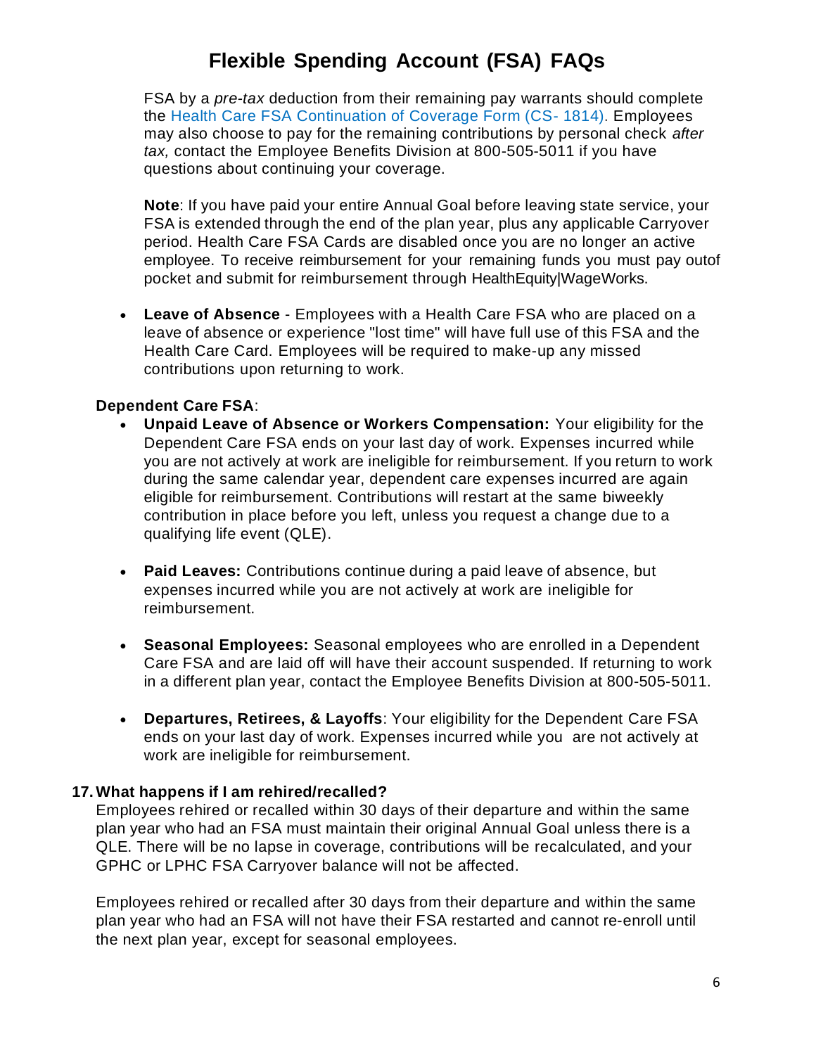# Flexible Spending Account (FSA) FAQs

FSA by a *pre-tax* deduction from their remaining pay warrants should complete the Health Care FSA Continuation of Coverage Form (CS- 1814). Employees may also choose to pay for the remaining contributions by personal check *after tax,* contact the Employee Benefits Division at 800-505-5011 if you have questions about continuing your coverage.

**Note**: If you have paid your entire Annual Goal before leaving state service, your FSA is extended through the end of the plan year, plus any applicable Carryover period. Health Care FSA Cards are disabled once you are no longer an active employee. To receive reimbursement for your remaining funds you must pay outof pocket and submit for reimbursement through HealthEquity|WageWorks.

- **Leave of Absence** - Employees with a Health Care FSA who are placed on a leave of absence or experience "lost time" will have full use of this FSA and the Health Care Card. Employees will be required to make-up any missed contributions upon returning to work.

**Dependent Care FSA**:

- **Unpaid Leave of Absence or Workers Compensation:** Your eligibility for the Dependent Care FSA ends on your last day of work. Expenses incurred while you are not actively at work are ineligible for reimbursement. If you return to work during the same calendar year, dependent care expenses incurred are again eligible for reimbursement. Contributions will restart at the same biweekly contribution in place before you left, unless you request a change due to a qualifying life event (QLE).

- **Paid Leaves:** Contributions continue during a paid leave of absence, but expenses incurred while you are not actively at work are ineligible for reimbursement.

- **Seasonal Employees:** Seasonal employees who are enrolled in a Dependent Care FSA and are laid off will have their account suspended. If returning to work in a different plan year, contact the Employee Benefits Division at 800-505-5011.

- **Departures, Retirees, & Layoffs**: Your eligibility for the Dependent Care FSA ends on your last day of work. Expenses incurred while you are not actively at work are ineligible for reimbursement.

**17. What happens if I am rehired/recalled?**

Employees rehired or recalled within 30 days of their departure and within the same plan year who had an FSA must maintain their original Annual Goal unless there is a QLE. There will be no lapse in coverage, contributions will be recalculated, and your GPHC or LPHC FSA Carryover balance will not be affected.

Employees rehired or recalled after 30 days from their departure and within the same plan year who had an FSA will not have their FSA restarted and cannot re-enroll until the next plan year, except for seasonal employees.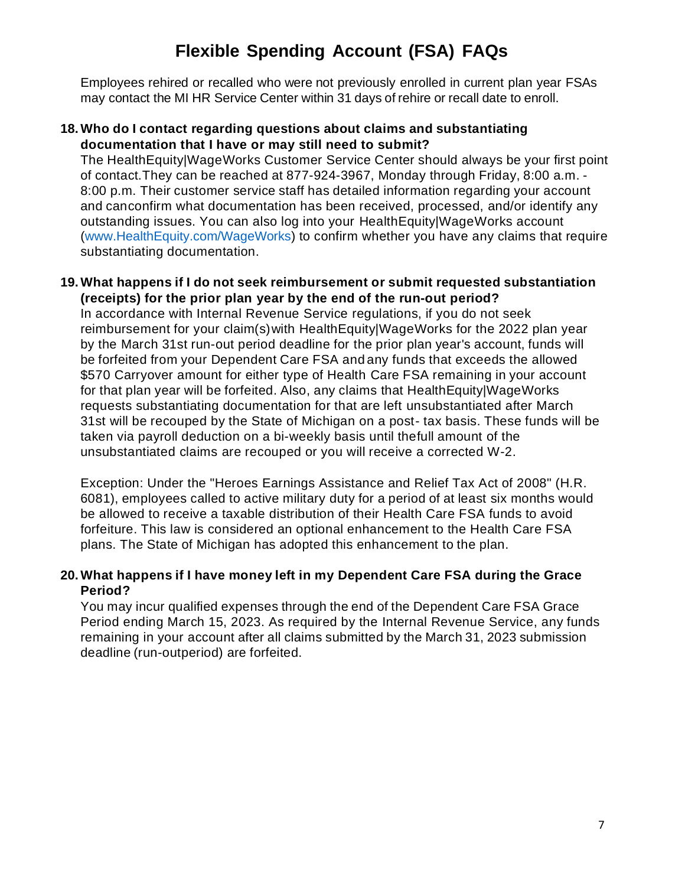# Flexible Spending Account (FSA) FAQs

Employees rehired or recalled who were not previously enrolled in current plan year FSAs may contact the MI HR Service Center within 31 days of rehire or recall date to enroll.

**18. Who do I contact regarding questions about claims and substantiating documentation that I have or may still need to submit?**

The HealthEquity|WageWorks Customer Service Center should always be your first point of contact.They can be reached at 877-924-3967, Monday through Friday, 8:00 a.m. - 8:00 p.m. Their customer service staff has detailed information regarding your account and canconfirm what documentation has been received, processed, and/or identify any outstanding issues. You can also log into your HealthEquity|WageWorks account (www.HealthEquity.com/WageWorks) to confirm whether you have any claims that require substantiating documentation.

**19. What happens if I do not seek reimbursement or submit requested substantiation (receipts) for the prior plan year by the end of the run-out period?**

In accordance with Internal Revenue Service regulations, if you do not seek reimbursement for your claim(s) with HealthEquity|WageWorks for the 2022 plan year by the March 31st run-out period deadline for the prior plan year's account, funds will be forfeited from your Dependent Care FSA and any funds that exceeds the allowed $570 Carryover amount for either type of Health Care FSA remaining in your account for that plan year will be forfeited. Also, any claims that HealthEquity|WageWorks requests substantiating documentation for that are left unsubstantiated after March 31st will be recouped by the State of Michigan on a post- tax basis. These funds will be taken via payroll deduction on a bi-weekly basis until thefull amount of the unsubstantiated claims are recouped or you will receive a corrected W-2.

Exception: Under the "Heroes Earnings Assistance and Relief Tax Act of 2008" (H.R. 6081), employees called to active military duty for a period of at least six months would be allowed to receive a taxable distribution of their Health Care FSA funds to avoid forfeiture. This law is considered an optional enhancement to the Health Care FSA plans. The State of Michigan has adopted this enhancement to the plan.

**20. What happens if I have money left in my Dependent Care FSA during the Grace Period?**

You may incur qualified expenses through the end of the Dependent Care FSA Grace Period ending March 15, 2023. As required by the Internal Revenue Service, any funds remaining in your account after all claims submitted by the March 31, 2023 submission deadline (run-outperiod) are forfeited.